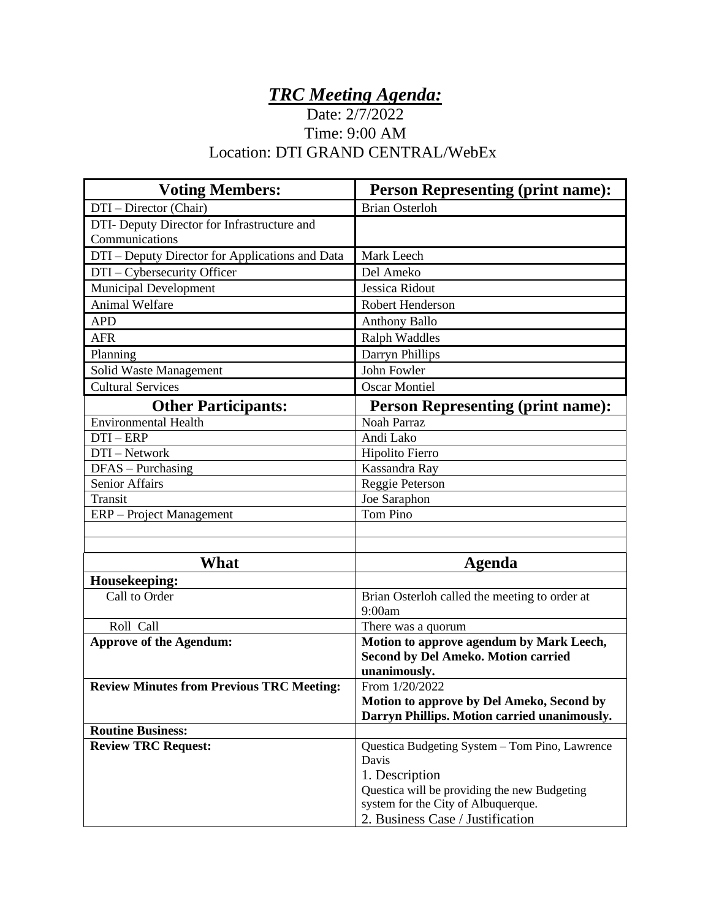# ***TRC Meeting Agenda:***

Date: 2/7/2022
Time: 9:00 AM
Location: DTI GRAND CENTRAL/WebEx

| Voting Members: | Person Representing (print name): |
|---|---|
| DTI – Director (Chair) | Brian Osterloh |
| DTI- Deputy Director for Infrastructure and Communications | |
| DTI – Deputy Director for Applications and Data | Mark Leech |
| DTI – Cybersecurity Officer | Del Ameko |
| Municipal Development | Jessica Ridout |
| Animal Welfare | Robert Henderson |
| APD | Anthony Ballo |
| AFR | Ralph Waddles |
| Planning | Darryn Phillips |
| Solid Waste Management | John Fowler |
| Cultural Services | Oscar Montiel |
| **Other Participants:** | **Person Representing (print name):** |
| Environmental Health | Noah Parraz |
| DTI – ERP | Andi Lako |
| DTI – Network | Hipolito Fierro |
| DFAS – Purchasing | Kassandra Ray |
| Senior Affairs | Reggie Peterson |
| Transit | Joe Saraphon |
| ERP – Project Management | Tom Pino |
| | |
| | |

| What | Agenda |
|---|---|
| **Housekeeping:** | |
| Call to Order | Brian Osterloh called the meeting to order at 9:00am |
| Roll Call | There was a quorum |
| **Approve of the Agendum:** | **Motion to approve agendum by Mark Leech, Second by Del Ameko. Motion carried unanimously.** |
| **Review Minutes from Previous TRC Meeting:** | From 1/20/2022 **Motion to approve by Del Ameko, Second by Darryn Phillips. Motion carried unanimously.** |
| **Routine Business:** | |
| **Review TRC Request:** | Questica Budgeting System – Tom Pino, Lawrence Davis<br>1. Description<br>Questica will be providing the new Budgeting system for the City of Albuquerque.<br>2. Business Case / Justification |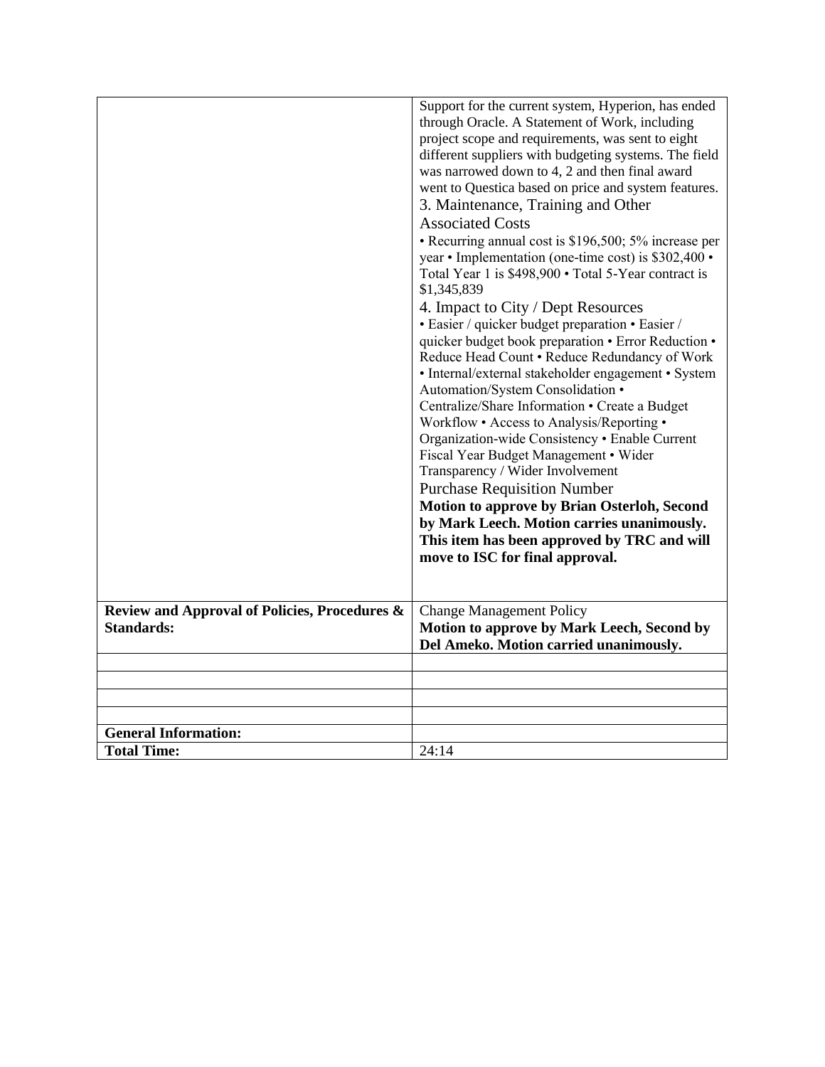| | |
|---|---|
| | Support for the current system, Hyperion, has ended through Oracle. A Statement of Work, including project scope and requirements, was sent to eight different suppliers with budgeting systems. The field was narrowed down to 4, 2 and then final award went to Questica based on price and system features.<br>3. Maintenance, Training and Other Associated Costs<br>• Recurring annual cost is $196,500; 5% increase per year • Implementation (one-time cost) is $302,400 • Total Year 1 is $498,900 • Total 5-Year contract is $1,345,839<br>4. Impact to City / Dept Resources<br>• Easier / quicker budget preparation • Easier / quicker budget book preparation • Error Reduction • Reduce Head Count • Reduce Redundancy of Work • Internal/external stakeholder engagement • System Automation/System Consolidation • Centralize/Share Information • Create a Budget Workflow • Access to Analysis/Reporting • Organization-wide Consistency • Enable Current Fiscal Year Budget Management • Wider Transparency / Wider Involvement<br>Purchase Requisition Number<br>**Motion to approve by Brian Osterloh, Second by Mark Leech. Motion carries unanimously. This item has been approved by TRC and will move to ISC for final approval.** |
| **Review and Approval of Policies, Procedures & Standards:** | Change Management Policy<br>**Motion to approve by Mark Leech, Second by Del Ameko. Motion carried unanimously.** |
| | |
| | |
| | |
| | |
| **General Information:** | |
| **Total Time:** | 24:14 |